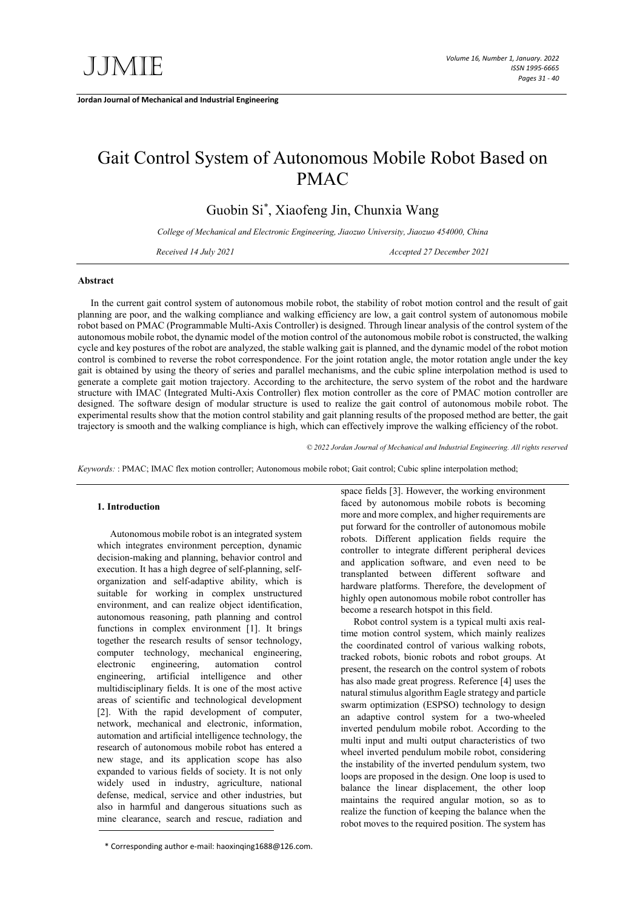**Jordan Journal of Mechanical and Industrial Engineering**

# Gait Control System of Autonomous Mobile Robot Based on PMAC

Guobin Si[*], Xiaofeng Jin, Chunxia Wang

*College of Mechanical and Electronic Engineering, Jiaozuo University, Jiaozuo 454000, China*

*Received 14 July 2021* *Accepted 27 December 2021*

### Abstract

In the current gait control system of autonomous mobile robot, the stability of robot motion control and the result of gait planning are poor, and the walking compliance and walking efficiency are low, a gait control system of autonomous mobile robot based on PMAC (Programmable Multi-Axis Controller) is designed. Through linear analysis of the control system of the autonomous mobile robot, the dynamic model of the motion control of the autonomous mobile robot is constructed, the walking cycle and key postures of the robot are analyzed, the stable walking gait is planned, and the dynamic model of the robot motion control is combined to reverse the robot correspondence. For the joint rotation angle, the motor rotation angle under the key gait is obtained by using the theory of series and parallel mechanisms, and the cubic spline interpolation method is used to generate a complete gait motion trajectory. According to the architecture, the servo system of the robot and the hardware structure with IMAC (Integrated Multi-Axis Controller) flex motion controller as the core of PMAC motion controller are designed. The software design of modular structure is used to realize the gait control of autonomous mobile robot. The experimental results show that the motion control stability and gait planning results of the proposed method are better, the gait trajectory is smooth and the walking compliance is high, which can effectively improve the walking efficiency of the robot.

*© 2022 Jordan Journal of Mechanical and Industrial Engineering. All rights reserved*

*Keywords:* : PMAC; IMAC flex motion controller; Autonomous mobile robot; Gait control; Cubic spline interpolation method;

## 1. Introduction

Autonomous mobile robot is an integrated system which integrates environment perception, dynamic decision-making and planning, behavior control and execution. It has a high degree of self-planning, self-organization and self-adaptive ability, which is suitable for working in complex unstructured environment, and can realize object identification, autonomous reasoning, path planning and control functions in complex environment [1]. It brings together the research results of sensor technology, computer technology, mechanical engineering, electronic engineering, automation control engineering, artificial intelligence and other multidisciplinary fields. It is one of the most active areas of scientific and technological development [2]. With the rapid development of computer, network, mechanical and electronic, information, automation and artificial intelligence technology, the research of autonomous mobile robot has entered a new stage, and its application scope has also expanded to various fields of society. It is not only widely used in industry, agriculture, national defense, medical, service and other industries, but also in harmful and dangerous situations such as mine clearance, search and rescue, radiation and space fields [3]. However, the working environment faced by autonomous mobile robots is becoming more and more complex, and higher requirements are put forward for the controller of autonomous mobile robots. Different application fields require the controller to integrate different peripheral devices and application software, and even need to be transplanted between different software and hardware platforms. Therefore, the development of highly open autonomous mobile robot controller has become a research hotspot in this field.

Robot control system is a typical multi axis real-time motion control system, which mainly realizes the coordinated control of various walking robots, tracked robots, bionic robots and robot groups. At present, the research on the control system of robots has also made great progress. Reference [4] uses the natural stimulus algorithm Eagle strategy and particle swarm optimization (ESPSO) technology to design an adaptive control system for a two-wheeled inverted pendulum mobile robot. According to the multi input and multi output characteristics of two wheel inverted pendulum mobile robot, considering the instability of the inverted pendulum system, two loops are proposed in the design. One loop is used to balance the linear displacement, the other loop maintains the required angular motion, so as to realize the function of keeping the balance when the robot moves to the required position. The system has

[*] Corresponding author e-mail: haoxinqing1688@126.com.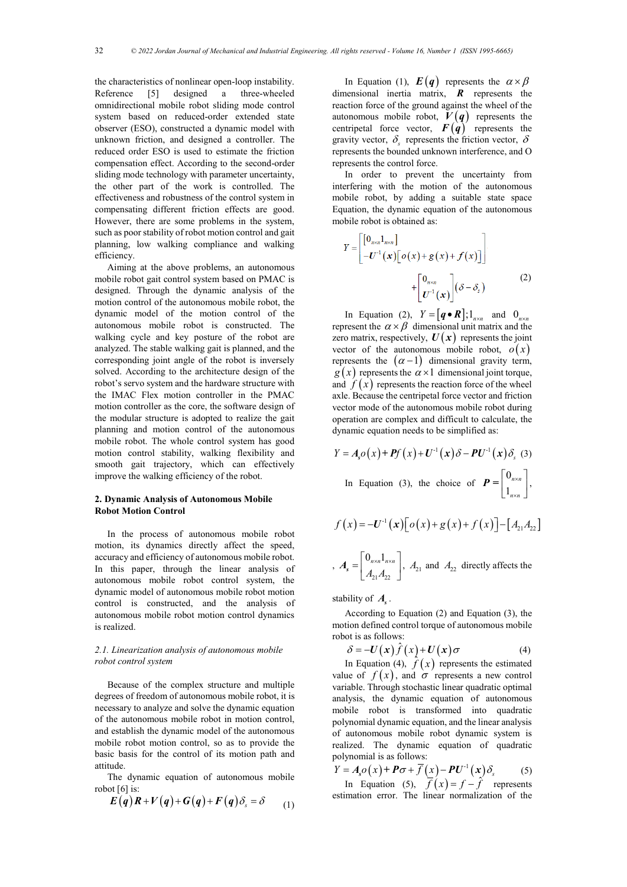the characteristics of nonlinear open-loop instability. Reference [5] designed a three-wheeled omnidirectional mobile robot sliding mode control system based on reduced-order extended state observer (ESO), constructed a dynamic model with unknown friction, and designed a controller. The reduced order ESO is used to estimate the friction compensation effect. According to the second-order sliding mode technology with parameter uncertainty, the other part of the work is controlled. The effectiveness and robustness of the control system in compensating different friction effects are good. However, there are some problems in the system, such as poor stability of robot motion control and gait planning, low walking compliance and walking efficiency.

Aiming at the above problems, an autonomous mobile robot gait control system based on PMAC is designed. Through the dynamic analysis of the motion control of the autonomous mobile robot, the dynamic model of the motion control of the autonomous mobile robot is constructed. The walking cycle and key posture of the robot are analyzed. The stable walking gait is planned, and the corresponding joint angle of the robot is inversely solved. According to the architecture design of the robot's servo system and the hardware structure with the IMAC Flex motion controller in the PMAC motion controller as the core, the software design of the modular structure is adopted to realize the gait planning and motion control of the autonomous mobile robot. The whole control system has good motion control stability, walking flexibility and smooth gait trajectory, which can effectively improve the walking efficiency of the robot.

## 2. Dynamic Analysis of Autonomous Mobile Robot Motion Control

In the process of autonomous mobile robot motion, its dynamics directly affect the speed, accuracy and efficiency of autonomous mobile robot. In this paper, through the linear analysis of autonomous mobile robot control system, the dynamic model of autonomous mobile robot motion control is constructed, and the analysis of autonomous mobile robot motion control dynamics is realized.

### 2.1. Linearization analysis of autonomous mobile robot control system

Because of the complex structure and multiple degrees of freedom of autonomous mobile robot, it is necessary to analyze and solve the dynamic equation of the autonomous mobile robot in motion control, and establish the dynamic model of the autonomous mobile robot motion control, so as to provide the basic basis for the control of its motion path and attitude.

The dynamic equation of autonomous mobile robot [6] is:

$$\boldsymbol{E}(\boldsymbol{q})\boldsymbol{R}+\boldsymbol{V}(\boldsymbol{q})+\boldsymbol{G}(\boldsymbol{q})+\boldsymbol{F}(\boldsymbol{q})\delta_s=\delta \tag{1}$$

In Equation (1), $\boldsymbol{E}(\boldsymbol{q})$ represents the $\alpha\times\beta$ dimensional inertia matrix, $\boldsymbol{R}$ represents the reaction force of the ground against the wheel of the autonomous mobile robot, $\boldsymbol{V}(\boldsymbol{q})$ represents the centripetal force vector, $\boldsymbol{F}(\boldsymbol{q})$ represents the gravity vector, $\delta_s$ represents the friction vector, $\delta$ represents the bounded unknown interference, and O represents the control force.

In order to prevent the uncertainty from interfering with the motion of the autonomous mobile robot, by adding a suitable state space Equation, the dynamic equation of the autonomous mobile robot is obtained as:

$$Y=\begin{bmatrix}[0_{n\times n}1_{n\times n}]\\ -\boldsymbol{U}^{-1}(\boldsymbol{x})\left[o(x)+g(x)+f(x)\right]\end{bmatrix}+\begin{bmatrix}0_{n\times n}\\ \boldsymbol{U}^{-1}(\boldsymbol{x})\end{bmatrix}(\delta-\delta_s) \tag{2}$$

In Equation (2), $Y=[\boldsymbol{q}\bullet\boldsymbol{R}];1_{n\times n}$ and $0_{n\times n}$ represent the $\alpha\times\beta$ dimensional unit matrix and the zero matrix, respectively, $\boldsymbol{U}(\boldsymbol{x})$ represents the joint vector of the autonomous mobile robot, $o(x)$ represents the $(\alpha-1)$ dimensional gravity term, $g(x)$ represents the $\alpha\times1$ dimensional joint torque, and $f(x)$ represents the reaction force of the wheel axle. Because the centripetal force vector and friction vector mode of the autonomous mobile robot during operation are complex and difficult to calculate, the dynamic equation needs to be simplified as:

$$Y=\boldsymbol{A}_s o(x)+\boldsymbol{P}f(x)+\boldsymbol{U}^{-1}(\boldsymbol{x})\delta-\boldsymbol{P}\boldsymbol{U}^{-1}(\boldsymbol{x})\delta_s \tag{3}$$

In Equation (3), the choice of $\boldsymbol{P}=\begin{bmatrix}0_{n\times n}\\ 1_{n\times n}\end{bmatrix}$,

$$f(x)=-\boldsymbol{U}^{-1}(\boldsymbol{x})\left[o(x)+g(x)+f(x)\right]-\left[A_{21}A_{22}\right]$$

, $\boldsymbol{A}_s=\begin{bmatrix}0_{n\times n}1_{n\times n}\\ A_{21}A_{22}\end{bmatrix}$, $A_{21}$ and $A_{22}$ directly affects the stability of $\boldsymbol{A}_s$.

According to Equation (2) and Equation (3), the motion defined control torque of autonomous mobile robot is as follows:

$$\delta=-\boldsymbol{U}(\boldsymbol{x})\hat{f}(x)+\boldsymbol{U}(\boldsymbol{x})\sigma \tag{4}$$

In Equation (4), $\hat{f}(x)$ represents the estimated value of $f(x)$, and $\sigma$ represents a new control variable. Through stochastic linear quadratic optimal analysis, the dynamic equation of autonomous mobile robot is transformed into quadratic polynomial dynamic equation, and the linear analysis of autonomous mobile robot dynamic system is realized. The dynamic equation of quadratic polynomial is as follows:

$$Y=\boldsymbol{A}_s o(x)+\boldsymbol{P}\sigma+\overline{f}(x)-\boldsymbol{P}\boldsymbol{U}^{-1}(\boldsymbol{x})\delta_s \tag{5}$$

In Equation (5), $\overline{f}(x)=f-\hat{f}$ represents estimation error. The linear normalization of the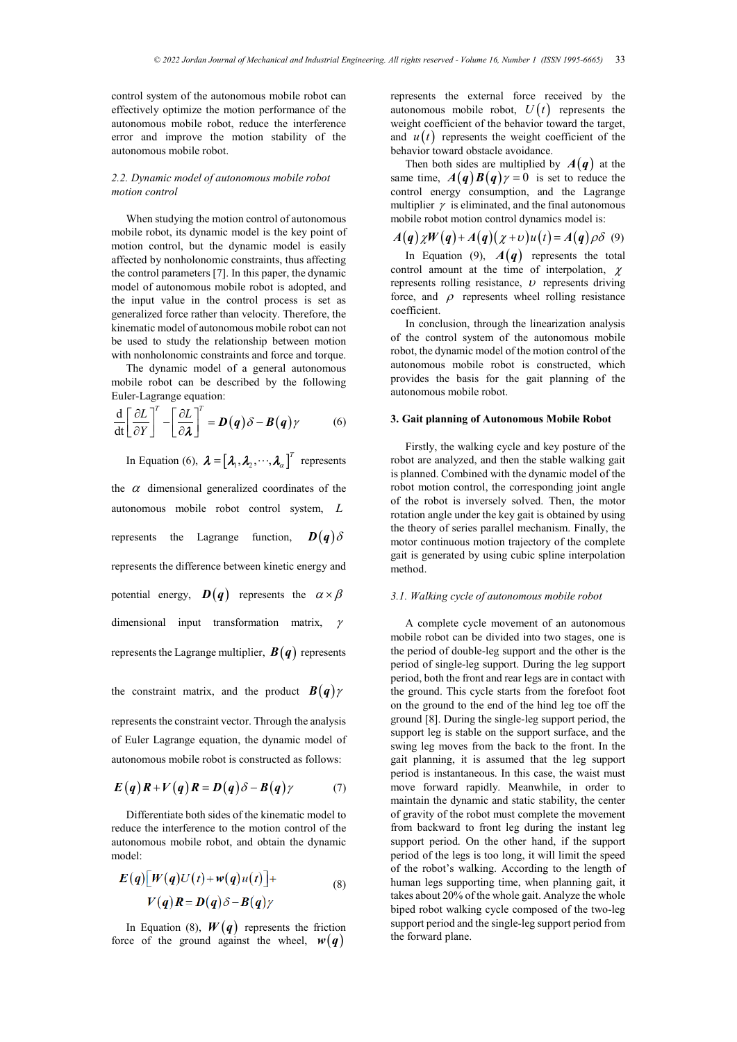control system of the autonomous mobile robot can effectively optimize the motion performance of the autonomous mobile robot, reduce the interference error and improve the motion stability of the autonomous mobile robot.

### 2.2. Dynamic model of autonomous mobile robot motion control

When studying the motion control of autonomous mobile robot, its dynamic model is the key point of motion control, but the dynamic model is easily affected by nonholonomic constraints, thus affecting the control parameters [7]. In this paper, the dynamic model of autonomous mobile robot is adopted, and the input value in the control process is set as generalized force rather than velocity. Therefore, the kinematic model of autonomous mobile robot can not be used to study the relationship between motion with nonholonomic constraints and force and torque.

The dynamic model of a general autonomous mobile robot can be described by the following Euler-Lagrange equation:

$$\frac{\mathrm{d}}{\mathrm{d}t}\left[\frac{\partial L}{\partial Y}\right]^T - \left[\frac{\partial L}{\partial \boldsymbol{\lambda}}\right]^T = \boldsymbol{D}(\boldsymbol{q})\delta - \boldsymbol{B}(\boldsymbol{q})\gamma \qquad (6)$$

In Equation (6), $\boldsymbol{\lambda} = [\boldsymbol{\lambda}_1, \boldsymbol{\lambda}_2, \cdots, \boldsymbol{\lambda}_\alpha]^T$ represents the $\alpha$ dimensional generalized coordinates of the autonomous mobile robot control system, $L$ represents the Lagrange function, $\boldsymbol{D}(\boldsymbol{q})\delta$ represents the difference between kinetic energy and potential energy, $\boldsymbol{D}(\boldsymbol{q})$ represents the $\alpha \times \beta$ dimensional input transformation matrix, $\gamma$ represents the Lagrange multiplier, $\boldsymbol{B}(\boldsymbol{q})$ represents the constraint matrix, and the product $\boldsymbol{B}(\boldsymbol{q})\gamma$ represents the constraint vector. Through the analysis of Euler Lagrange equation, the dynamic model of autonomous mobile robot is constructed as follows:

$$\boldsymbol{E}(\boldsymbol{q})\boldsymbol{R} + \boldsymbol{V}(\boldsymbol{q})\boldsymbol{R} = \boldsymbol{D}(\boldsymbol{q})\delta - \boldsymbol{B}(\boldsymbol{q})\gamma \qquad (7)$$

Differentiate both sides of the kinematic model to reduce the interference to the motion control of the autonomous mobile robot, and obtain the dynamic model:

$$\boldsymbol{E}(\boldsymbol{q})\left[\boldsymbol{W}(\boldsymbol{q})U(t) + \boldsymbol{w}(\boldsymbol{q})u(t)\right] + \boldsymbol{V}(\boldsymbol{q})\boldsymbol{R} = \boldsymbol{D}(\boldsymbol{q})\delta - \boldsymbol{B}(\boldsymbol{q})\gamma \qquad (8)$$

In Equation (8), $\boldsymbol{W}(\boldsymbol{q})$ represents the friction force of the ground against the wheel, $\boldsymbol{w}(\boldsymbol{q})$ represents the external force received by the autonomous mobile robot, $U(t)$ represents the weight coefficient of the behavior toward the target, and $u(t)$ represents the weight coefficient of the behavior toward obstacle avoidance.

Then both sides are multiplied by $\boldsymbol{A}(\boldsymbol{q})$ at the same time, $\boldsymbol{A}(\boldsymbol{q})\boldsymbol{B}(\boldsymbol{q})\gamma = 0$ is set to reduce the control energy consumption, and the Lagrange multiplier $\gamma$ is eliminated, and the final autonomous mobile robot motion control dynamics model is:

$$\boldsymbol{A}(\boldsymbol{q})\chi\boldsymbol{W}(\boldsymbol{q}) + \boldsymbol{A}(\boldsymbol{q})(\chi + \upsilon)u(t) = \boldsymbol{A}(\boldsymbol{q})\rho\delta \qquad (9)$$

In Equation (9), $\boldsymbol{A}(\boldsymbol{q})$ represents the total control amount at the time of interpolation, $\chi$ represents rolling resistance, $\upsilon$ represents driving force, and $\rho$ represents wheel rolling resistance coefficient.

In conclusion, through the linearization analysis of the control system of the autonomous mobile robot, the dynamic model of the motion control of the autonomous mobile robot is constructed, which provides the basis for the gait planning of the autonomous mobile robot.

## 3. Gait planning of Autonomous Mobile Robot

Firstly, the walking cycle and key posture of the robot are analyzed, and then the stable walking gait is planned. Combined with the dynamic model of the robot motion control, the corresponding joint angle of the robot is inversely solved. Then, the motor rotation angle under the key gait is obtained by using the theory of series parallel mechanism. Finally, the motor continuous motion trajectory of the complete gait is generated by using cubic spline interpolation method.

### 3.1. Walking cycle of autonomous mobile robot

A complete cycle movement of an autonomous mobile robot can be divided into two stages, one is the period of double-leg support and the other is the period of single-leg support. During the leg support period, both the front and rear legs are in contact with the ground. This cycle starts from the forefoot foot on the ground to the end of the hind leg toe off the ground [8]. During the single-leg support period, the support leg is stable on the support surface, and the swing leg moves from the back to the front. In the gait planning, it is assumed that the leg support period is instantaneous. In this case, the waist must move forward rapidly. Meanwhile, in order to maintain the dynamic and static stability, the center of gravity of the robot must complete the movement from backward to front leg during the instant leg support period. On the other hand, if the support period of the legs is too long, it will limit the speed of the robot's walking. According to the length of human legs supporting time, when planning gait, it takes about 20% of the whole gait. Analyze the whole biped robot walking cycle composed of the two-leg support period and the single-leg support period from the forward plane.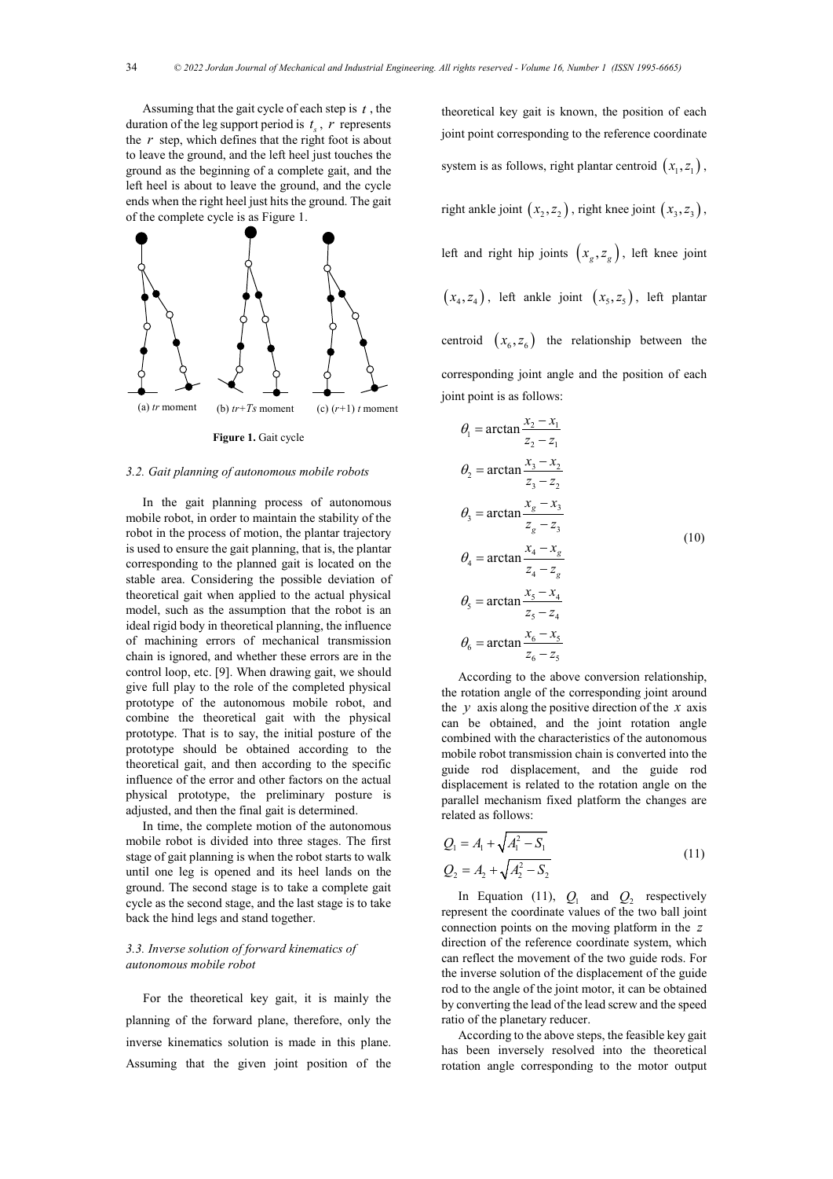Assuming that the gait cycle of each step is $t$ , the duration of the leg support period is $t_s$ , $r$ represents the $r$ step, which defines that the right foot is about to leave the ground, and the left heel just touches the ground as the beginning of a complete gait, and the left heel is about to leave the ground, and the cycle ends when the right heel just hits the ground. The gait of the complete cycle is as Figure 1.

(a) *tr* moment (b) *tr*+*Ts* moment (c) (*r*+1) *t* moment

**Figure 1.** Gait cycle

### *3.2. Gait planning of autonomous mobile robots*

In the gait planning process of autonomous mobile robot, in order to maintain the stability of the robot in the process of motion, the plantar trajectory is used to ensure the gait planning, that is, the plantar corresponding to the planned gait is located on the stable area. Considering the possible deviation of theoretical gait when applied to the actual physical model, such as the assumption that the robot is an ideal rigid body in theoretical planning, the influence of machining errors of mechanical transmission chain is ignored, and whether these errors are in the control loop, etc. [9]. When drawing gait, we should give full play to the role of the completed physical prototype of the autonomous mobile robot, and combine the theoretical gait with the physical prototype. That is to say, the initial posture of the prototype should be obtained according to the theoretical gait, and then according to the specific influence of the error and other factors on the actual physical prototype, the preliminary posture is adjusted, and then the final gait is determined.

In time, the complete motion of the autonomous mobile robot is divided into three stages. The first stage of gait planning is when the robot starts to walk until one leg is opened and its heel lands on the ground. The second stage is to take a complete gait cycle as the second stage, and the last stage is to take back the hind legs and stand together.

### *3.3. Inverse solution of forward kinematics of autonomous mobile robot*

For the theoretical key gait, it is mainly the planning of the forward plane, therefore, only the inverse kinematics solution is made in this plane. Assuming that the given joint position of the theoretical key gait is known, the position of each joint point corresponding to the reference coordinate system is as follows, right plantar centroid $(x_1, z_1)$, right ankle joint $(x_2, z_2)$, right knee joint $(x_3, z_3)$, left and right hip joints $(x_g, z_g)$, left knee joint $(x_4, z_4)$, left ankle joint $(x_5, z_5)$, left plantar centroid $(x_6, z_6)$ the relationship between the corresponding joint angle and the position of each joint point is as follows:

$$
\begin{aligned}
\theta_1 &= \arctan\frac{x_2 - x_1}{z_2 - z_1} \\
\theta_2 &= \arctan\frac{x_3 - x_2}{z_3 - z_2} \\
\theta_3 &= \arctan\frac{x_g - x_3}{z_g - z_3} \\
\theta_4 &= \arctan\frac{x_4 - x_g}{z_4 - z_g} \\
\theta_5 &= \arctan\frac{x_5 - x_4}{z_5 - z_4} \\
\theta_6 &= \arctan\frac{x_6 - x_5}{z_6 - z_5}
\end{aligned}
\tag{10}
$$

According to the above conversion relationship, the rotation angle of the corresponding joint around the $y$ axis along the positive direction of the $x$ axis can be obtained, and the joint rotation angle combined with the characteristics of the autonomous mobile robot transmission chain is converted into the guide rod displacement, and the guide rod displacement is related to the rotation angle on the parallel mechanism fixed platform the changes are related as follows:

$$
\begin{aligned}
Q_1 &= A_1 + \sqrt{A_1^2 - S_1} \\
Q_2 &= A_2 + \sqrt{A_2^2 - S_2}
\end{aligned}
\tag{11}
$$

In Equation (11), $Q_1$ and $Q_2$ respectively represent the coordinate values of the two ball joint connection points on the moving platform in the $z$ direction of the reference coordinate system, which can reflect the movement of the two guide rods. For the inverse solution of the displacement of the guide rod to the angle of the joint motor, it can be obtained by converting the lead of the lead screw and the speed ratio of the planetary reducer.

According to the above steps, the feasible key gait has been inversely resolved into the theoretical rotation angle corresponding to the motor output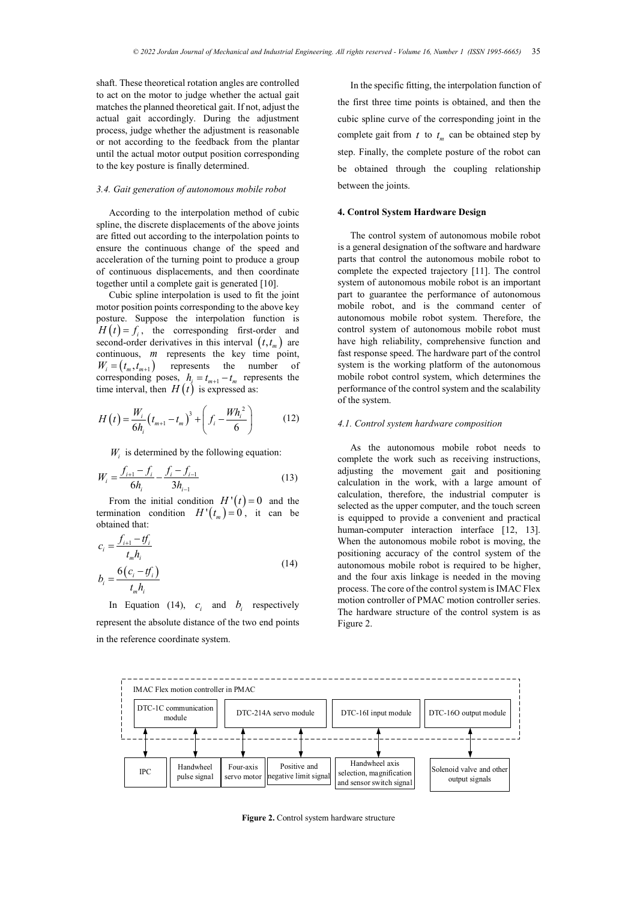shaft. These theoretical rotation angles are controlled to act on the motor to judge whether the actual gait matches the planned theoretical gait. If not, adjust the actual gait accordingly. During the adjustment process, judge whether the adjustment is reasonable or not according to the feedback from the plantar until the actual motor output position corresponding to the key posture is finally determined.

### 3.4. Gait generation of autonomous mobile robot

According to the interpolation method of cubic spline, the discrete displacements of the above joints are fitted out according to the interpolation points to ensure the continuous change of the speed and acceleration of the turning point to produce a group of continuous displacements, and then coordinate together until a complete gait is generated [10].

Cubic spline interpolation is used to fit the joint motor position points corresponding to the above key posture. Suppose the interpolation function is $H(t) = f_i$, the corresponding first-order and second-order derivatives in this interval $(t, t_m)$ are continuous, $m$ represents the key time point, $W_i = (t_m, t_{m+1})$ represents the number of corresponding poses, $h_i = t_{m+1} - t_m$ represents the time interval, then $H(t)$ is expressed as:

$$H(t) = \frac{W_i}{6h_i}(t_{m+1} - t_m)^3 + \left( f_i - \frac{Wh_i^2}{6} \right) \tag{12}$$

$W_i$ is determined by the following equation:

$$W_i = \frac{f_{i+1} - f_i}{6h_i} - \frac{f_i - f_{i-1}}{3h_{i-1}} \tag{13}$$

From the initial condition $H'(t) = 0$ and the termination condition $H'(t_m) = 0$, it can be obtained that:

$$c_i = \frac{f_{i+1} - tf_i}{t_m h_i}$$
$$b_i = \frac{6(c_i - tf_i)}{t_m h_i} \tag{14}$$

In Equation (14), $c_i$ and $b_i$ respectively represent the absolute distance of the two end points in the reference coordinate system.

In the specific fitting, the interpolation function of the first three time points is obtained, and then the cubic spline curve of the corresponding joint in the complete gait from $t$ to $t_m$ can be obtained step by step. Finally, the complete posture of the robot can be obtained through the coupling relationship between the joints.

## 4. Control System Hardware Design

The control system of autonomous mobile robot is a general designation of the software and hardware parts that control the autonomous mobile robot to complete the expected trajectory [11]. The control system of autonomous mobile robot is an important part to guarantee the performance of autonomous mobile robot, and is the command center of autonomous mobile robot system. Therefore, the control system of autonomous mobile robot must have high reliability, comprehensive function and fast response speed. The hardware part of the control system is the working platform of the autonomous mobile robot control system, which determines the performance of the control system and the scalability of the system.

### 4.1. Control system hardware composition

As the autonomous mobile robot needs to complete the work such as receiving instructions, adjusting the movement gait and positioning calculation in the work, with a large amount of calculation, therefore, the industrial computer is selected as the upper computer, and the touch screen is equipped to provide a convenient and practical human-computer interaction interface [12, 13]. When the autonomous mobile robot is moving, the positioning accuracy of the control system of the autonomous mobile robot is required to be higher, and the four axis linkage is needed in the moving process. The core of the control system is IMAC Flex motion controller of PMAC motion controller series. The hardware structure of the control system is as Figure 2.

IMAC Flex motion controller in PMAC

DTC-1C communication module | DTC-214A servo module | DTC-16I input module | DTC-16O output module

IPC | Handwheel pulse signal | Four-axis servo motor | Positive and negative limit signal | Handwheel axis selection, magnification and sensor switch signal | Solenoid valve and other output signals

**Figure 2.** Control system hardware structure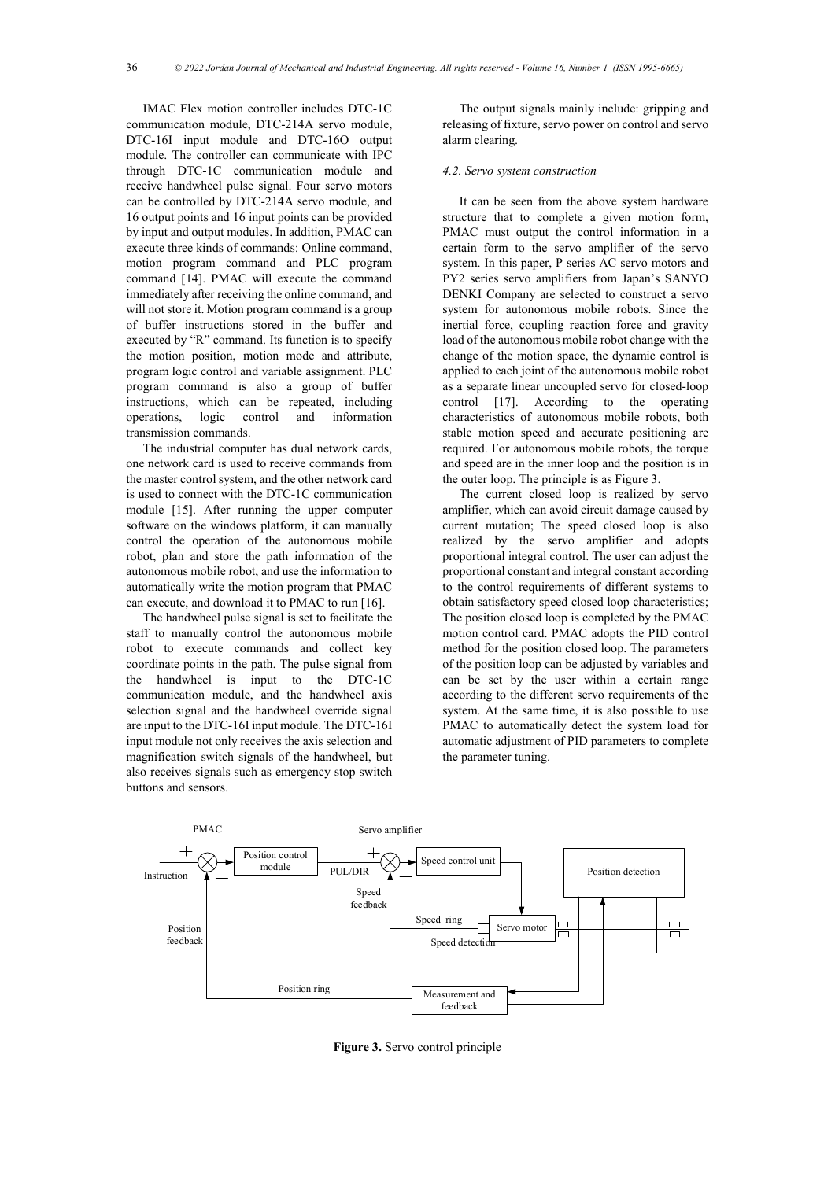IMAC Flex motion controller includes DTC-1C communication module, DTC-214A servo module, DTC-16I input module and DTC-16O output module. The controller can communicate with IPC through DTC-1C communication module and receive handwheel pulse signal. Four servo motors can be controlled by DTC-214A servo module, and 16 output points and 16 input points can be provided by input and output modules. In addition, PMAC can execute three kinds of commands: Online command, motion program command and PLC program command [14]. PMAC will execute the command immediately after receiving the online command, and will not store it. Motion program command is a group of buffer instructions stored in the buffer and executed by "R" command. Its function is to specify the motion position, motion mode and attribute, program logic control and variable assignment. PLC program command is also a group of buffer instructions, which can be repeated, including operations, logic control and information transmission commands.

The industrial computer has dual network cards, one network card is used to receive commands from the master control system, and the other network card is used to connect with the DTC-1C communication module [15]. After running the upper computer software on the windows platform, it can manually control the operation of the autonomous mobile robot, plan and store the path information of the autonomous mobile robot, and use the information to automatically write the motion program that PMAC can execute, and download it to PMAC to run [16].

The handwheel pulse signal is set to facilitate the staff to manually control the autonomous mobile robot to execute commands and collect key coordinate points in the path. The pulse signal from the handwheel is input to the DTC-1C communication module, and the handwheel axis selection signal and the handwheel override signal are input to the DTC-16I input module. The DTC-16I input module not only receives the axis selection and magnification switch signals of the handwheel, but also receives signals such as emergency stop switch buttons and sensors.

The output signals mainly include: gripping and releasing of fixture, servo power on control and servo alarm clearing.

### *4.2. Servo system construction*

It can be seen from the above system hardware structure that to complete a given motion form, PMAC must output the control information in a certain form to the servo amplifier of the servo system. In this paper, P series AC servo motors and PY2 series servo amplifiers from Japan's SANYO DENKI Company are selected to construct a servo system for autonomous mobile robots. Since the inertial force, coupling reaction force and gravity load of the autonomous mobile robot change with the change of the motion space, the dynamic control is applied to each joint of the autonomous mobile robot as a separate linear uncoupled servo for closed-loop control [17]. According to the operating characteristics of autonomous mobile robots, both stable motion speed and accurate positioning are required. For autonomous mobile robots, the torque and speed are in the inner loop and the position is in the outer loop. The principle is as Figure 3.

The current closed loop is realized by servo amplifier, which can avoid circuit damage caused by current mutation; The speed closed loop is also realized by the servo amplifier and adopts proportional integral control. The user can adjust the proportional constant and integral constant according to the control requirements of different systems to obtain satisfactory speed closed loop characteristics; The position closed loop is completed by the PMAC motion control card. PMAC adopts the PID control method for the position closed loop. The parameters of the position loop can be adjusted by variables and can be set by the user within a certain range according to the different servo requirements of the system. At the same time, it is also possible to use PMAC to automatically detect the system load for automatic adjustment of PID parameters to complete the parameter tuning.

**Figure 3.** Servo control principle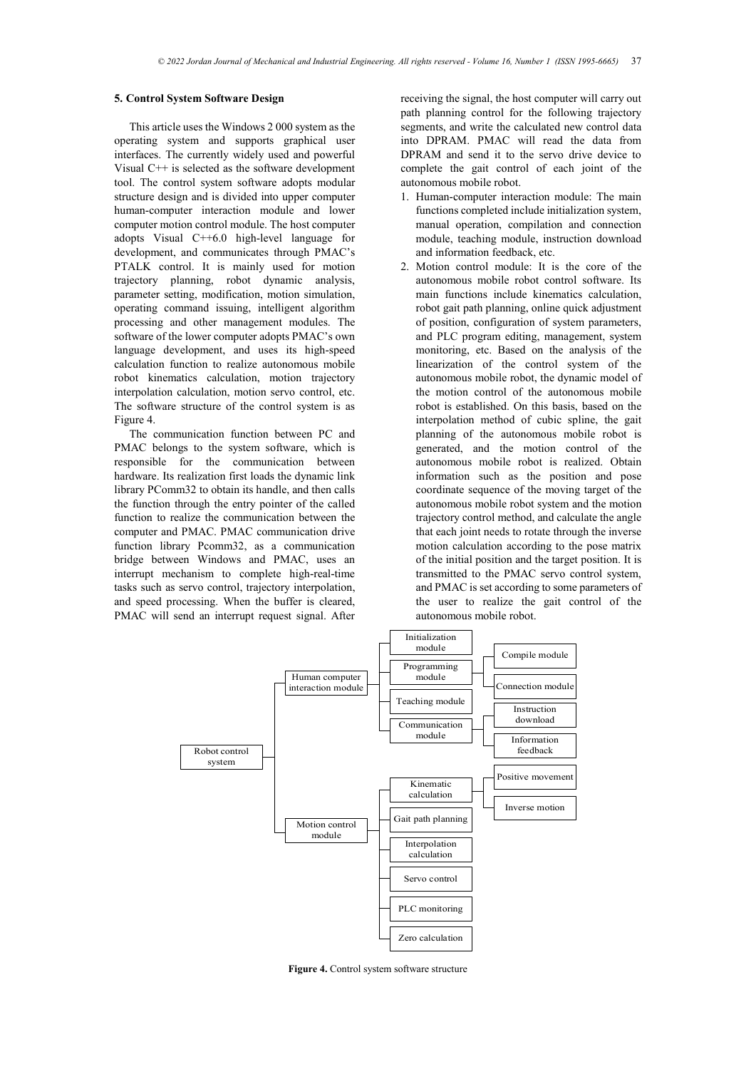## 5. Control System Software Design

This article uses the Windows 2 000 system as the operating system and supports graphical user interfaces. The currently widely used and powerful Visual C++ is selected as the software development tool. The control system software adopts modular structure design and is divided into upper computer human-computer interaction module and lower computer motion control module. The host computer adopts Visual C++6.0 high-level language for development, and communicates through PMAC's PTALK control. It is mainly used for motion trajectory planning, robot dynamic analysis, parameter setting, modification, motion simulation, operating command issuing, intelligent algorithm processing and other management modules. The software of the lower computer adopts PMAC's own language development, and uses its high-speed calculation function to realize autonomous mobile robot kinematics calculation, motion trajectory interpolation calculation, motion servo control, etc. The software structure of the control system is as Figure 4.

The communication function between PC and PMAC belongs to the system software, which is responsible for the communication between hardware. Its realization first loads the dynamic link library PComm32 to obtain its handle, and then calls the function through the entry pointer of the called function to realize the communication between the computer and PMAC. PMAC communication drive function library Pcomm32, as a communication bridge between Windows and PMAC, uses an interrupt mechanism to complete high-real-time tasks such as servo control, trajectory interpolation, and speed processing. When the buffer is cleared, PMAC will send an interrupt request signal. After receiving the signal, the host computer will carry out path planning control for the following trajectory segments, and write the calculated new control data into DPRAM. PMAC will read the data from DPRAM and send it to the servo drive device to complete the gait control of each joint of the autonomous mobile robot.

1. Human-computer interaction module: The main functions completed include initialization system, manual operation, compilation and connection module, teaching module, instruction download and information feedback, etc.
2. Motion control module: It is the core of the autonomous mobile robot control software. Its main functions include kinematics calculation, robot gait path planning, online quick adjustment of position, configuration of system parameters, and PLC program editing, management, system monitoring, etc. Based on the analysis of the linearization of the control system of the autonomous mobile robot, the dynamic model of the motion control of the autonomous mobile robot is established. On this basis, based on the interpolation method of cubic spline, the gait planning of the autonomous mobile robot is generated, and the motion control of the autonomous mobile robot is realized. Obtain information such as the position and pose coordinate sequence of the moving target of the autonomous mobile robot system and the motion trajectory control method, and calculate the angle that each joint needs to rotate through the inverse motion calculation according to the pose matrix of the initial position and the target position. It is transmitted to the PMAC servo control system, and PMAC is set according to some parameters of the user to realize the gait control of the autonomous mobile robot.

- Robot control system
  - Human computer interaction module
    - Initialization module
    - Programming module
      - Compile module
      - Connection module
    - Teaching module
    - Communication module
      - Instruction download
      - Information feedback
  - Motion control module
    - Kinematic calculation
      - Positive movement
      - Inverse motion
    - Gait path planning
    - Interpolation calculation
    - Servo control
    - PLC monitoring
    - Zero calculation

**Figure 4.** Control system software structure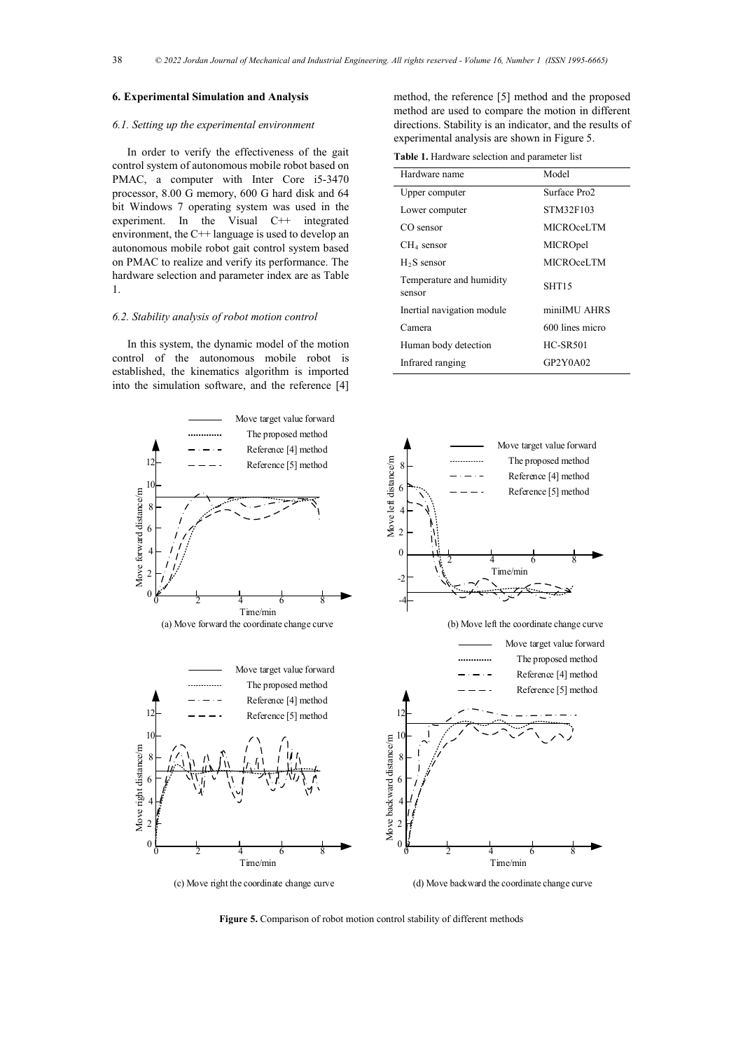## 6. Experimental Simulation and Analysis

### *6.1. Setting up the experimental environment*

In order to verify the effectiveness of the gait control system of autonomous mobile robot based on PMAC, a computer with Inter Core i5-3470 processor, 8.00 G memory, 600 G hard disk and 64 bit Windows 7 operating system was used in the experiment. In the Visual C++ integrated environment, the C++ language is used to develop an autonomous mobile robot gait control system based on PMAC to realize and verify its performance. The hardware selection and parameter index are as Table 1.

### *6.2. Stability analysis of robot motion control*

In this system, the dynamic model of the motion control of the autonomous mobile robot is established, the kinematics algorithm is imported into the simulation software, and the reference [4] method, the reference [5] method and the proposed method are used to compare the motion in different directions. Stability is an indicator, and the results of experimental analysis are shown in Figure 5.

**Table 1.** Hardware selection and parameter list

| Hardware name | Model |
|---|---|
| Upper computer | Surface Pro2 |
| Lower computer | STM32F103 |
| CO sensor | MICROceLTM |
| $CH_4$ sensor | MICROpel |
| $H_2S$ sensor | MICROceLTM |
| Temperature and humidity sensor | SHT15 |
| Inertial navigation module | miniIMU AHRS |
| Camera | 600 lines micro |
| Human body detection | HC-SR501 |
| Infrared ranging | GP2Y0A02 |

(a) Move forward the coordinate change curve

(b) Move left the coordinate change curve

(c) Move right the coordinate change curve

(d) Move backward the coordinate change curve

**Figure 5.** Comparison of robot motion control stability of different methods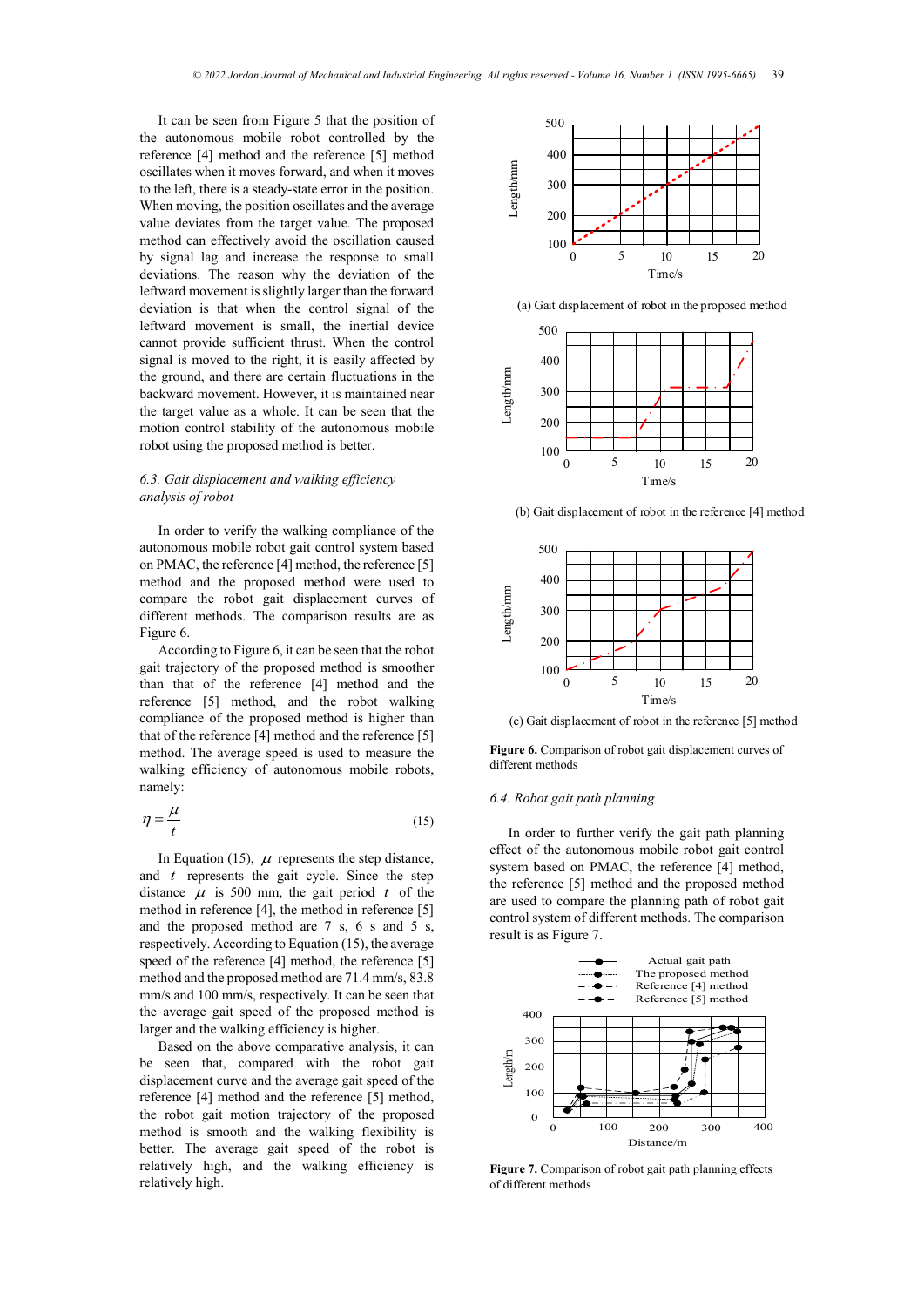It can be seen from Figure 5 that the position of the autonomous mobile robot controlled by the reference [4] method and the reference [5] method oscillates when it moves forward, and when it moves to the left, there is a steady-state error in the position. When moving, the position oscillates and the average value deviates from the target value. The proposed method can effectively avoid the oscillation caused by signal lag and increase the response to small deviations. The reason why the deviation of the leftward movement is slightly larger than the forward deviation is that when the control signal of the leftward movement is small, the inertial device cannot provide sufficient thrust. When the control signal is moved to the right, it is easily affected by the ground, and there are certain fluctuations in the backward movement. However, it is maintained near the target value as a whole. It can be seen that the motion control stability of the autonomous mobile robot using the proposed method is better.

### 6.3. Gait displacement and walking efficiency analysis of robot

In order to verify the walking compliance of the autonomous mobile robot gait control system based on PMAC, the reference [4] method, the reference [5] method and the proposed method were used to compare the robot gait displacement curves of different methods. The comparison results are as Figure 6.

According to Figure 6, it can be seen that the robot gait trajectory of the proposed method is smoother than that of the reference [4] method and the reference [5] method, and the robot walking compliance of the proposed method is higher than that of the reference [4] method and the reference [5] method. The average speed is used to measure the walking efficiency of autonomous mobile robots, namely:

$$\eta = \frac{\mu}{t} \tag{15}$$

In Equation (15), $\mu$ represents the step distance, and $t$ represents the gait cycle. Since the step distance $\mu$ is 500 mm, the gait period $t$ of the method in reference [4], the method in reference [5] and the proposed method are 7 s, 6 s and 5 s, respectively. According to Equation (15), the average speed of the reference [4] method, the reference [5] method and the proposed method are 71.4 mm/s, 83.8 mm/s and 100 mm/s, respectively. It can be seen that the average gait speed of the proposed method is larger and the walking efficiency is higher.

Based on the above comparative analysis, it can be seen that, compared with the robot gait displacement curve and the average gait speed of the reference [4] method and the reference [5] method, the robot gait motion trajectory of the proposed method is smooth and the walking flexibility is better. The average gait speed of the robot is relatively high, and the walking efficiency is relatively high.

(a) Gait displacement of robot in the proposed method

(b) Gait displacement of robot in the reference [4] method

(c) Gait displacement of robot in the reference [5] method

**Figure 6.** Comparison of robot gait displacement curves of different methods

### 6.4. Robot gait path planning

In order to further verify the gait path planning effect of the autonomous mobile robot gait control system based on PMAC, the reference [4] method, the reference [5] method and the proposed method are used to compare the planning path of robot gait control system of different methods. The comparison result is as Figure 7.

**Figure 7.** Comparison of robot gait path planning effects of different methods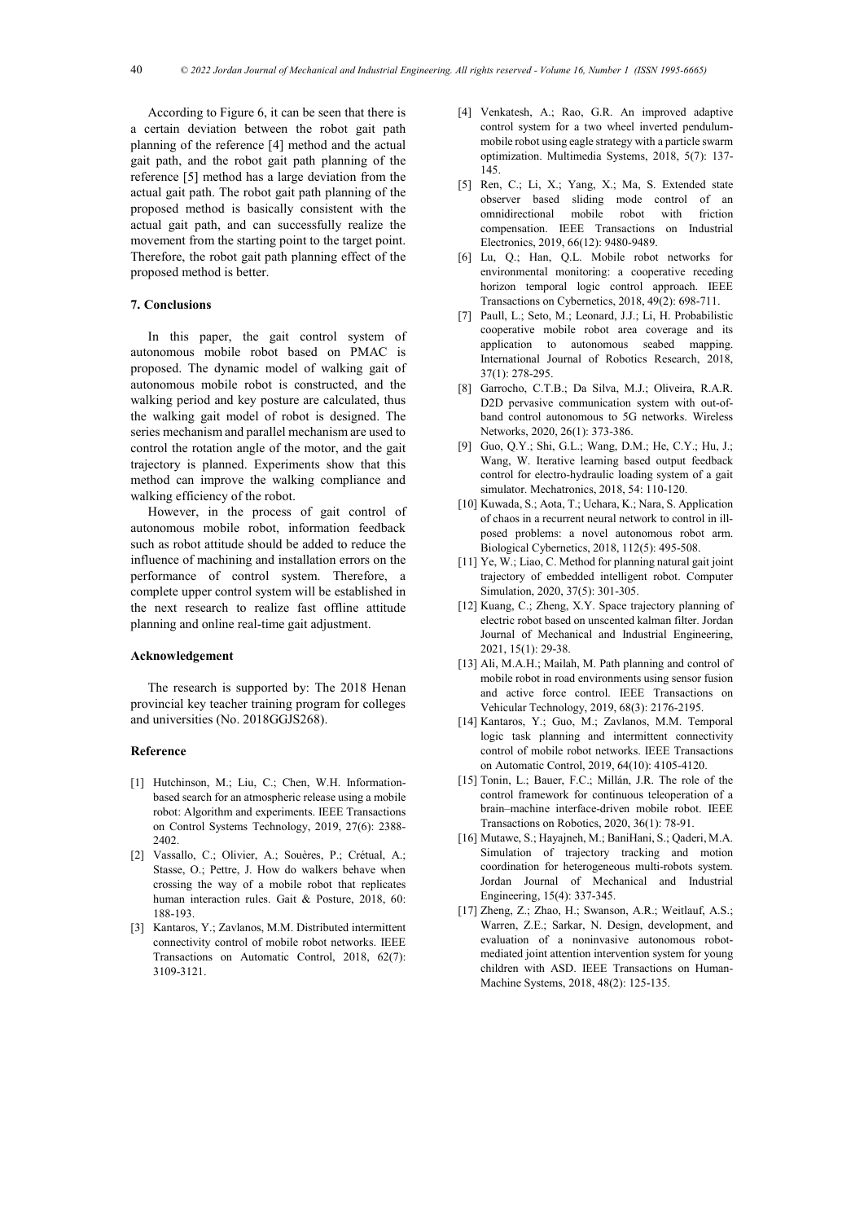According to Figure 6, it can be seen that there is a certain deviation between the robot gait path planning of the reference [4] method and the actual gait path, and the robot gait path planning of the reference [5] method has a large deviation from the actual gait path. The robot gait path planning of the proposed method is basically consistent with the actual gait path, and can successfully realize the movement from the starting point to the target point. Therefore, the robot gait path planning effect of the proposed method is better.

## 7. Conclusions

In this paper, the gait control system of autonomous mobile robot based on PMAC is proposed. The dynamic model of walking gait of autonomous mobile robot is constructed, and the walking period and key posture are calculated, thus the walking gait model of robot is designed. The series mechanism and parallel mechanism are used to control the rotation angle of the motor, and the gait trajectory is planned. Experiments show that this method can improve the walking compliance and walking efficiency of the robot.

However, in the process of gait control of autonomous mobile robot, information feedback such as robot attitude should be added to reduce the influence of machining and installation errors on the performance of control system. Therefore, a complete upper control system will be established in the next research to realize fast offline attitude planning and online real-time gait adjustment.

## Acknowledgement

The research is supported by: The 2018 Henan provincial key teacher training program for colleges and universities (No. 2018GGJS268).

## Reference

- [1] Hutchinson, M.; Liu, C.; Chen, W.H. Information-based search for an atmospheric release using a mobile robot: Algorithm and experiments. IEEE Transactions on Control Systems Technology, 2019, 27(6): 2388-2402.
- [2] Vassallo, C.; Olivier, A.; Souères, P.; Crétual, A.; Stasse, O.; Pettre, J. How do walkers behave when crossing the way of a mobile robot that replicates human interaction rules. Gait & Posture, 2018, 60: 188-193.
- [3] Kantaros, Y.; Zavlanos, M.M. Distributed intermittent connectivity control of mobile robot networks. IEEE Transactions on Automatic Control, 2018, 62(7): 3109-3121.
- [4] Venkatesh, A.; Rao, G.R. An improved adaptive control system for a two wheel inverted pendulum-mobile robot using eagle strategy with a particle swarm optimization. Multimedia Systems, 2018, 5(7): 137-145.
- [5] Ren, C.; Li, X.; Yang, X.; Ma, S. Extended state observer based sliding mode control of an omnidirectional mobile robot with friction compensation. IEEE Transactions on Industrial Electronics, 2019, 66(12): 9480-9489.
- [6] Lu, Q.; Han, Q.L. Mobile robot networks for environmental monitoring: a cooperative receding horizon temporal logic control approach. IEEE Transactions on Cybernetics, 2018, 49(2): 698-711.
- [7] Paull, L.; Seto, M.; Leonard, J.J.; Li, H. Probabilistic cooperative mobile robot area coverage and its application to autonomous seabed mapping. International Journal of Robotics Research, 2018, 37(1): 278-295.
- [8] Garrocho, C.T.B.; Da Silva, M.J.; Oliveira, R.A.R. D2D pervasive communication system with out-of-band control autonomous to 5G networks. Wireless Networks, 2020, 26(1): 373-386.
- [9] Guo, Q.Y.; Shi, G.L.; Wang, D.M.; He, C.Y.; Hu, J.; Wang, W. Iterative learning based output feedback control for electro-hydraulic loading system of a gait simulator. Mechatronics, 2018, 54: 110-120.
- [10] Kuwada, S.; Aota, T.; Uehara, K.; Nara, S. Application of chaos in a recurrent neural network to control in ill-posed problems: a novel autonomous robot arm. Biological Cybernetics, 2018, 112(5): 495-508.
- [11] Ye, W.; Liao, C. Method for planning natural gait joint trajectory of embedded intelligent robot. Computer Simulation, 2020, 37(5): 301-305.
- [12] Kuang, C.; Zheng, X.Y. Space trajectory planning of electric robot based on unscented kalman filter. Jordan Journal of Mechanical and Industrial Engineering, 2021, 15(1): 29-38.
- [13] Ali, M.A.H.; Mailah, M. Path planning and control of mobile robot in road environments using sensor fusion and active force control. IEEE Transactions on Vehicular Technology, 2019, 68(3): 2176-2195.
- [14] Kantaros, Y.; Guo, M.; Zavlanos, M.M. Temporal logic task planning and intermittent connectivity control of mobile robot networks. IEEE Transactions on Automatic Control, 2019, 64(10): 4105-4120.
- [15] Tonin, L.; Bauer, F.C.; Millán, J.R. The role of the control framework for continuous teleoperation of a brain–machine interface-driven mobile robot. IEEE Transactions on Robotics, 2020, 36(1): 78-91.
- [16] Mutawe, S.; Hayajneh, M.; BaniHani, S.; Qaderi, M.A. Simulation of trajectory tracking and motion coordination for heterogeneous multi-robots system. Jordan Journal of Mechanical and Industrial Engineering, 15(4): 337-345.
- [17] Zheng, Z.; Zhao, H.; Swanson, A.R.; Weitlauf, A.S.; Warren, Z.E.; Sarkar, N. Design, development, and evaluation of a noninvasive autonomous robot-mediated joint attention intervention system for young children with ASD. IEEE Transactions on Human-Machine Systems, 2018, 48(2): 125-135.